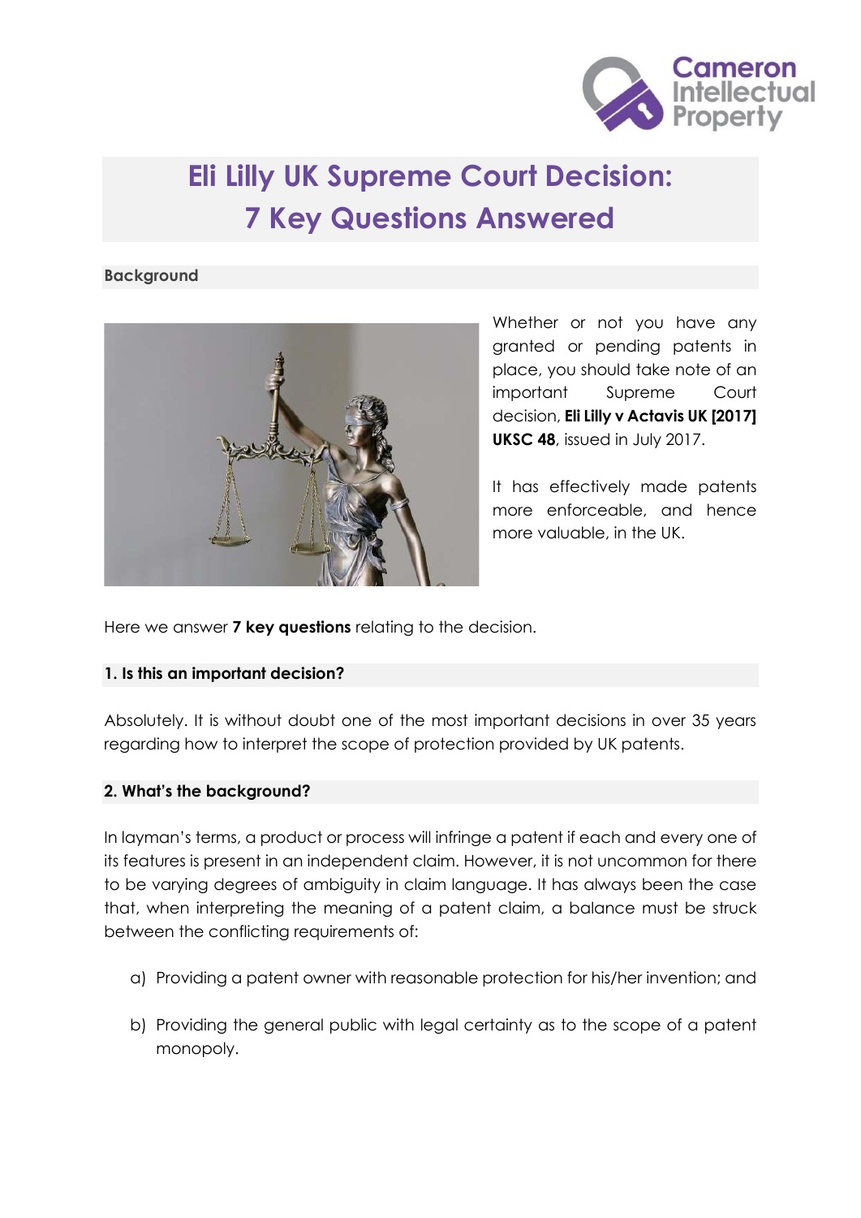# Eli Lilly UK Supreme Court Decision: 7 Key Questions Answered

## Background

Whether or not you have any granted or pending patents in place, you should take note of an important Supreme Court decision, **Eli Lilly v Actavis UK [2017] UKSC 48**, issued in July 2017.

It has effectively made patents more enforceable, and hence more valuable, in the UK.

Here we answer **7 key questions** relating to the decision.

### 1. Is this an important decision?

Absolutely. It is without doubt one of the most important decisions in over 35 years regarding how to interpret the scope of protection provided by UK patents.

### 2. What's the background?

In layman's terms, a product or process will infringe a patent if each and every one of its features is present in an independent claim. However, it is not uncommon for there to be varying degrees of ambiguity in claim language. It has always been the case that, when interpreting the meaning of a patent claim, a balance must be struck between the conflicting requirements of:

a) Providing a patent owner with reasonable protection for his/her invention; and

b) Providing the general public with legal certainty as to the scope of a patent monopoly.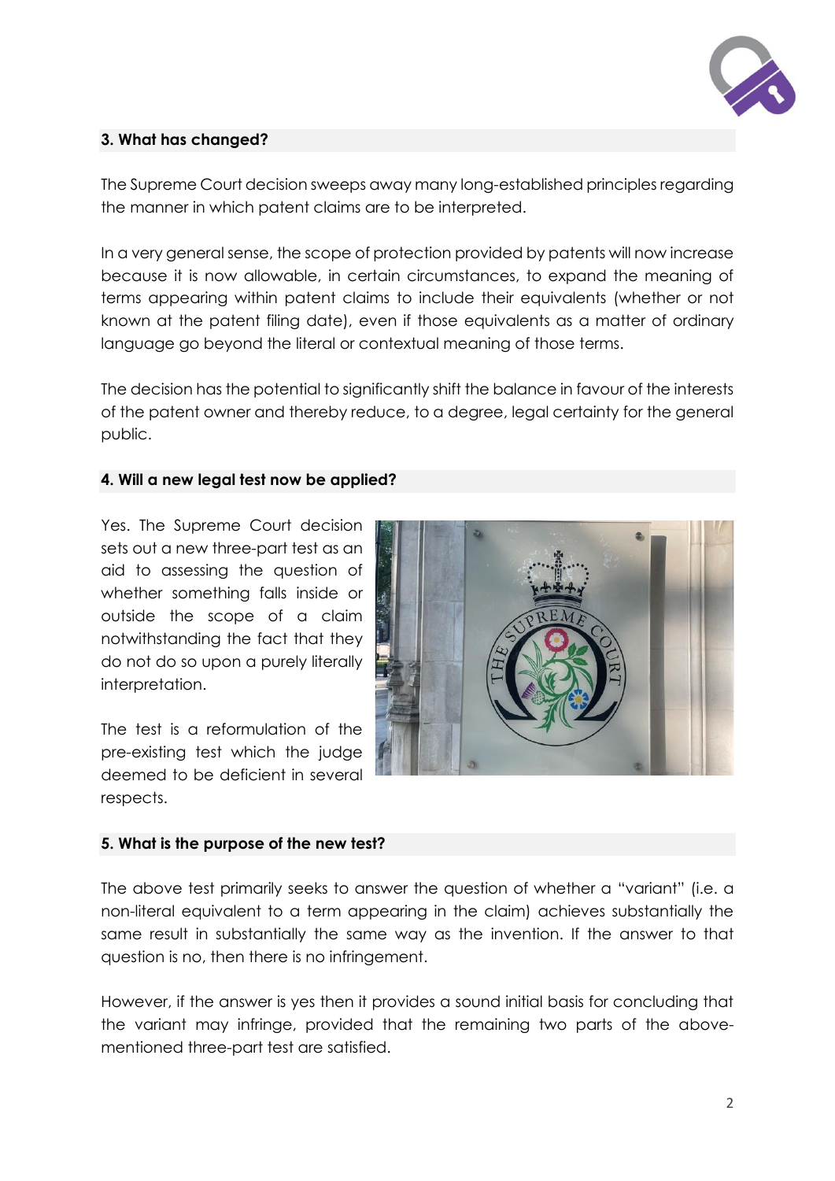### 3. What has changed?

The Supreme Court decision sweeps away many long-established principles regarding the manner in which patent claims are to be interpreted.

In a very general sense, the scope of protection provided by patents will now increase because it is now allowable, in certain circumstances, to expand the meaning of terms appearing within patent claims to include their equivalents (whether or not known at the patent filing date), even if those equivalents as a matter of ordinary language go beyond the literal or contextual meaning of those terms.

The decision has the potential to significantly shift the balance in favour of the interests of the patent owner and thereby reduce, to a degree, legal certainty for the general public.

### 4. Will a new legal test now be applied?

Yes. The Supreme Court decision sets out a new three-part test as an aid to assessing the question of whether something falls inside or outside the scope of a claim notwithstanding the fact that they do not do so upon a purely literally interpretation.

The test is a reformulation of the pre-existing test which the judge deemed to be deficient in several respects.

### 5. What is the purpose of the new test?

The above test primarily seeks to answer the question of whether a "variant" (i.e. a non-literal equivalent to a term appearing in the claim) achieves substantially the same result in substantially the same way as the invention. If the answer to that question is no, then there is no infringement.

However, if the answer is yes then it provides a sound initial basis for concluding that the variant may infringe, provided that the remaining two parts of the above-mentioned three-part test are satisfied.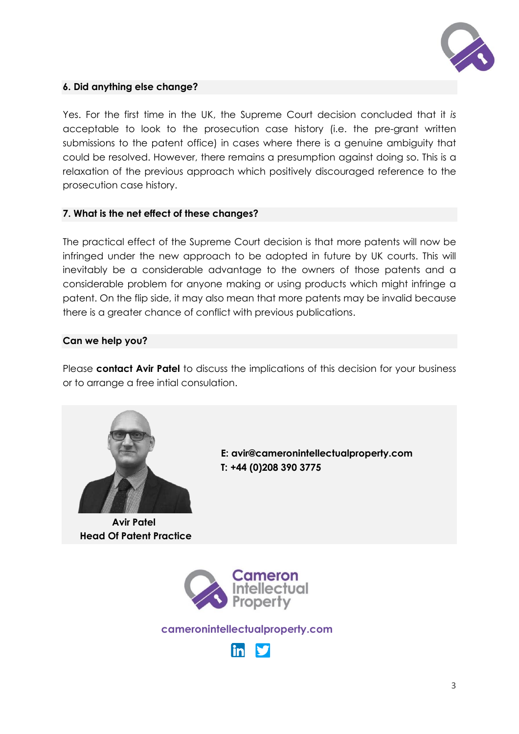## 6. Did anything else change?

Yes. For the first time in the UK, the Supreme Court decision concluded that it *is* acceptable to look to the prosecution case history (i.e. the pre-grant written submissions to the patent office) in cases where there is a genuine ambiguity that could be resolved. However, there remains a presumption against doing so. This is a relaxation of the previous approach which positively discouraged reference to the prosecution case history.

## 7. What is the net effect of these changes?

The practical effect of the Supreme Court decision is that more patents will now be infringed under the new approach to be adopted in future by UK courts. This will inevitably be a considerable advantage to the owners of those patents and a considerable problem for anyone making or using products which might infringe a patent. On the flip side, it may also mean that more patents may be invalid because there is a greater chance of conflict with previous publications.

## Can we help you?

Please **contact Avir Patel** to discuss the implications of this decision for your business or to arrange a free intial consulation.

**E: avir@cameronintellectualproperty.com**
**T: +44 (0)208 390 3775**

**Avir Patel**
**Head Of Patent Practice**

Cameron Intellectual Property

cameronintellectualproperty.com